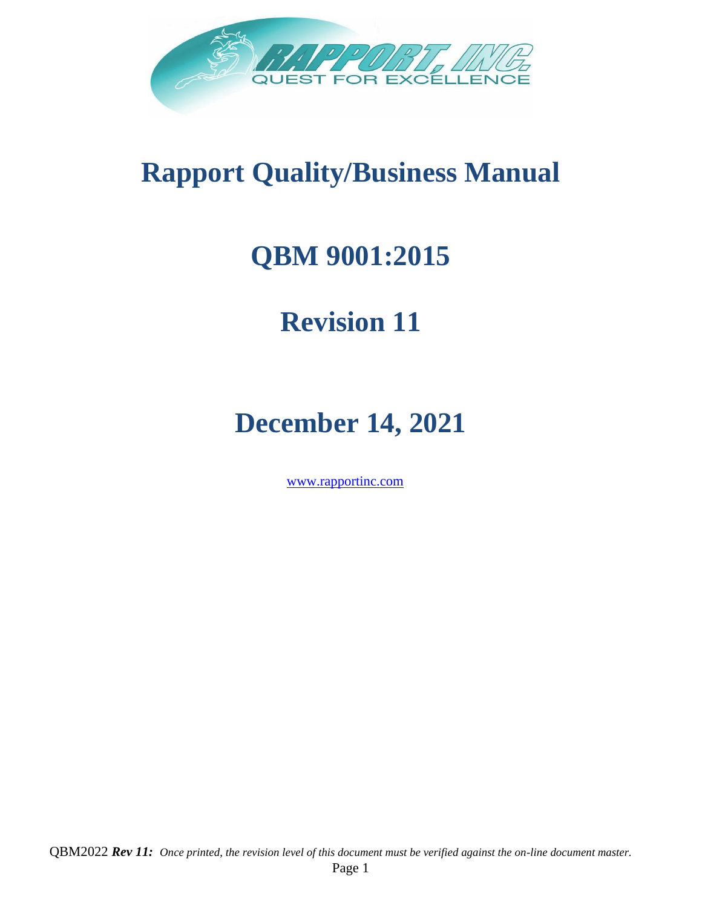# Rapport Quality/Business Manual

# QBM 9001:2015

# Revision 11

# December 14, 2021

www.rapportinc.com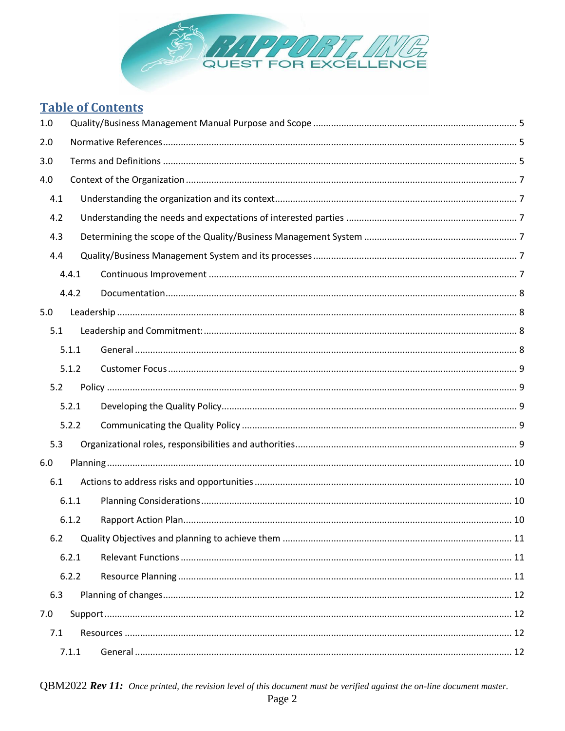## Table of Contents

1.0 Quality/Business Management Manual Purpose and Scope ........ 5

2.0 Normative References ........ 5

3.0 Terms and Definitions ........ 5

4.0 Context of the Organization ........ 7

- 4.1 Understanding the organization and its context ........ 7
- 4.2 Understanding the needs and expectations of interested parties ........ 7
- 4.3 Determining the scope of the Quality/Business Management System ........ 7
- 4.4 Quality/Business Management System and its processes ........ 7
  - 4.4.1 Continuous Improvement ........ 7
  - 4.4.2 Documentation ........ 8

5.0 Leadership ........ 8

- 5.1 Leadership and Commitment: ........ 8
  - 5.1.1 General ........ 8
  - 5.1.2 Customer Focus ........ 9
- 5.2 Policy ........ 9
  - 5.2.1 Developing the Quality Policy ........ 9
  - 5.2.2 Communicating the Quality Policy ........ 9
- 5.3 Organizational roles, responsibilities and authorities ........ 9

6.0 Planning ........ 10

- 6.1 Actions to address risks and opportunities ........ 10
  - 6.1.1 Planning Considerations ........ 10
  - 6.1.2 Rapport Action Plan ........ 10
- 6.2 Quality Objectives and planning to achieve them ........ 11
  - 6.2.1 Relevant Functions ........ 11
  - 6.2.2 Resource Planning ........ 11
- 6.3 Planning of changes ........ 12

7.0 Support ........ 12

- 7.1 Resources ........ 12
  - 7.1.1 General ........ 12

QBM2022 ***Rev 11:*** *Once printed, the revision level of this document must be verified against the on-line document master.*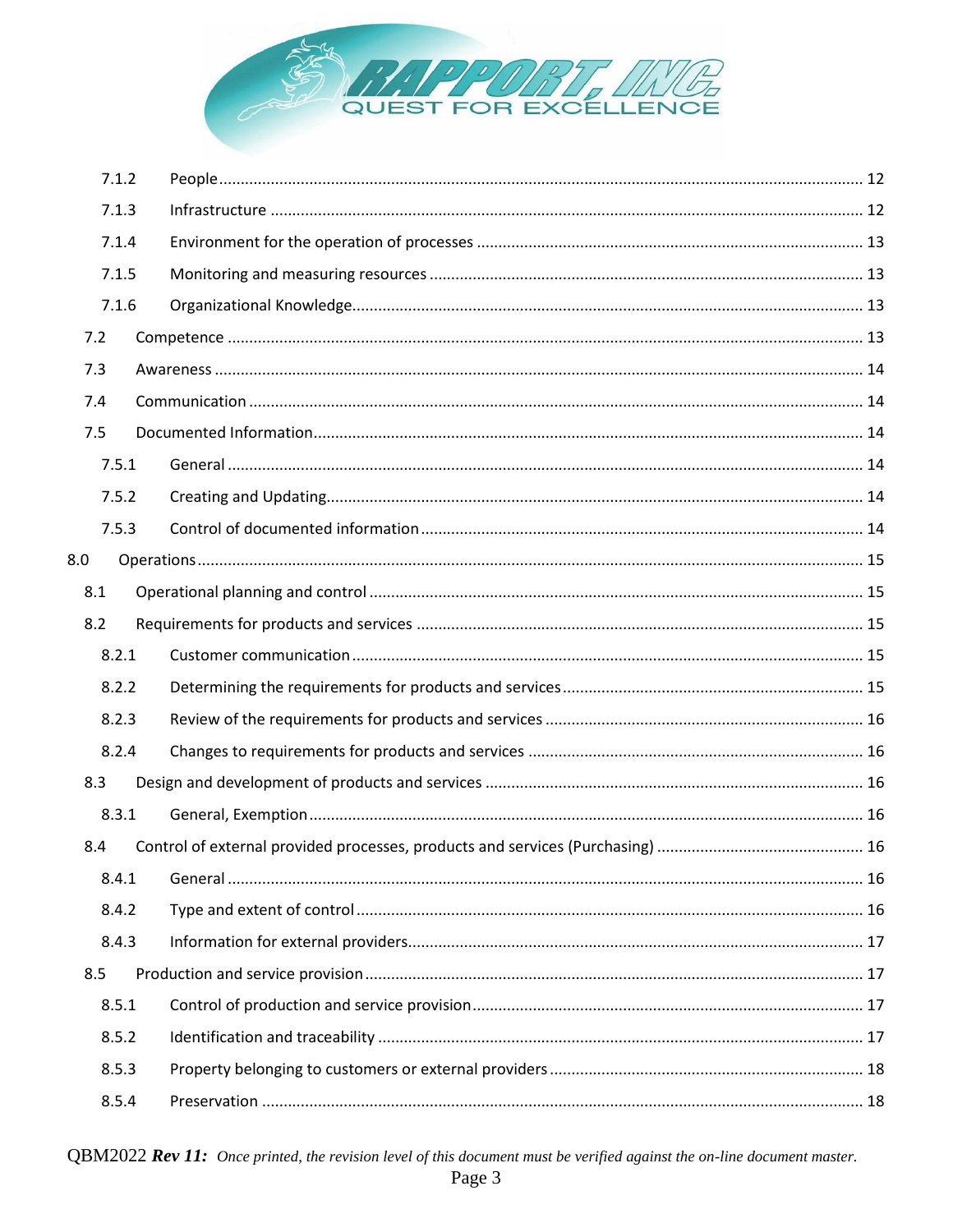| | | |
|---|---|---|
| 7.1.2 | People | 12 |
| 7.1.3 | Infrastructure | 12 |
| 7.1.4 | Environment for the operation of processes | 13 |
| 7.1.5 | Monitoring and measuring resources | 13 |
| 7.1.6 | Organizational Knowledge | 13 |
| 7.2 | Competence | 13 |
| 7.3 | Awareness | 14 |
| 7.4 | Communication | 14 |
| 7.5 | Documented Information | 14 |
| 7.5.1 | General | 14 |
| 7.5.2 | Creating and Updating | 14 |
| 7.5.3 | Control of documented information | 14 |
| 8.0 | Operations | 15 |
| 8.1 | Operational planning and control | 15 |
| 8.2 | Requirements for products and services | 15 |
| 8.2.1 | Customer communication | 15 |
| 8.2.2 | Determining the requirements for products and services | 15 |
| 8.2.3 | Review of the requirements for products and services | 16 |
| 8.2.4 | Changes to requirements for products and services | 16 |
| 8.3 | Design and development of products and services | 16 |
| 8.3.1 | General, Exemption | 16 |
| 8.4 | Control of external provided processes, products and services (Purchasing) | 16 |
| 8.4.1 | General | 16 |
| 8.4.2 | Type and extent of control | 16 |
| 8.4.3 | Information for external providers | 17 |
| 8.5 | Production and service provision | 17 |
| 8.5.1 | Control of production and service provision | 17 |
| 8.5.2 | Identification and traceability | 17 |
| 8.5.3 | Property belonging to customers or external providers | 18 |
| 8.5.4 | Preservation | 18 |

QBM2022 ***Rev 11:*** *Once printed, the revision level of this document must be verified against the on-line document master.*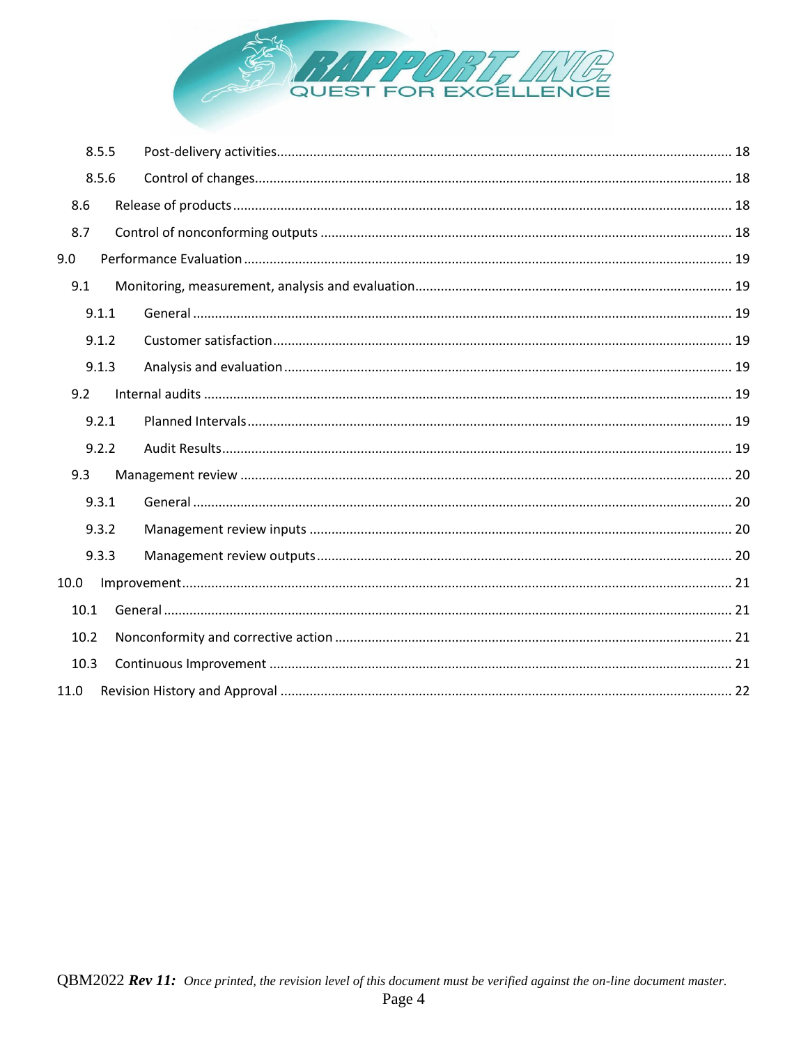- 8.5.5 Post-delivery activities ... 18
- 8.5.6 Control of changes ... 18
- 8.6 Release of products ... 18
- 8.7 Control of nonconforming outputs ... 18
- 9.0 Performance Evaluation ... 19
- 9.1 Monitoring, measurement, analysis and evaluation ... 19
- 9.1.1 General ... 19
- 9.1.2 Customer satisfaction ... 19
- 9.1.3 Analysis and evaluation ... 19
- 9.2 Internal audits ... 19
- 9.2.1 Planned Intervals ... 19
- 9.2.2 Audit Results ... 19
- 9.3 Management review ... 20
- 9.3.1 General ... 20
- 9.3.2 Management review inputs ... 20
- 9.3.3 Management review outputs ... 20
- 10.0 Improvement ... 21
- 10.1 General ... 21
- 10.2 Nonconformity and corrective action ... 21
- 10.3 Continuous Improvement ... 21
- 11.0 Revision History and Approval ... 22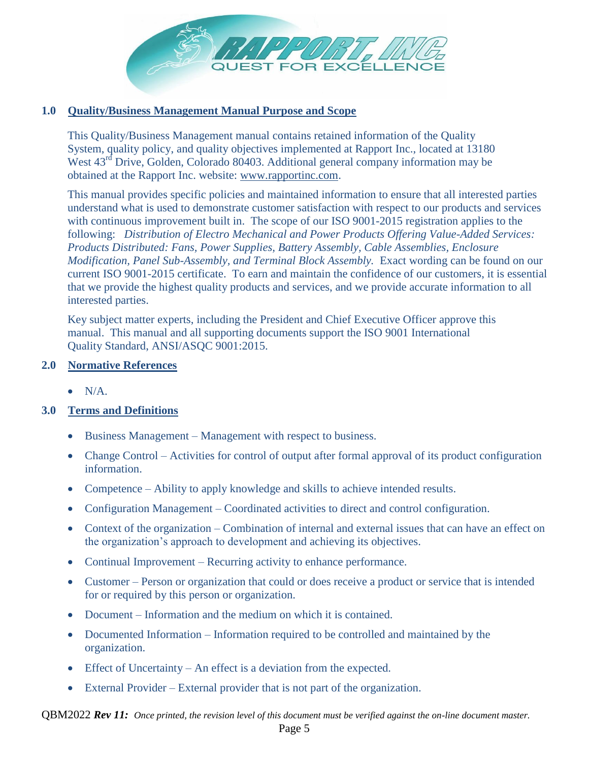## 1.0 Quality/Business Management Manual Purpose and Scope

This Quality/Business Management manual contains retained information of the Quality System, quality policy, and quality objectives implemented at Rapport Inc., located at 13180 West 43rd Drive, Golden, Colorado 80403. Additional general company information may be obtained at the Rapport Inc. website: www.rapportinc.com.

This manual provides specific policies and maintained information to ensure that all interested parties understand what is used to demonstrate customer satisfaction with respect to our products and services with continuous improvement built in. The scope of our ISO 9001-2015 registration applies to the following: *Distribution of Electro Mechanical and Power Products Offering Value-Added Services: Products Distributed: Fans, Power Supplies, Battery Assembly, Cable Assemblies, Enclosure Modification, Panel Sub-Assembly, and Terminal Block Assembly.* Exact wording can be found on our current ISO 9001-2015 certificate. To earn and maintain the confidence of our customers, it is essential that we provide the highest quality products and services, and we provide accurate information to all interested parties.

Key subject matter experts, including the President and Chief Executive Officer approve this manual. This manual and all supporting documents support the ISO 9001 International Quality Standard, ANSI/ASQC 9001:2015.

## 2.0 Normative References

- N/A.

## 3.0 Terms and Definitions

- Business Management – Management with respect to business.
- Change Control – Activities for control of output after formal approval of its product configuration information.
- Competence – Ability to apply knowledge and skills to achieve intended results.
- Configuration Management – Coordinated activities to direct and control configuration.
- Context of the organization – Combination of internal and external issues that can have an effect on the organization's approach to development and achieving its objectives.
- Continual Improvement – Recurring activity to enhance performance.
- Customer – Person or organization that could or does receive a product or service that is intended for or required by this person or organization.
- Document – Information and the medium on which it is contained.
- Documented Information – Information required to be controlled and maintained by the organization.
- Effect of Uncertainty – An effect is a deviation from the expected.
- External Provider – External provider that is not part of the organization.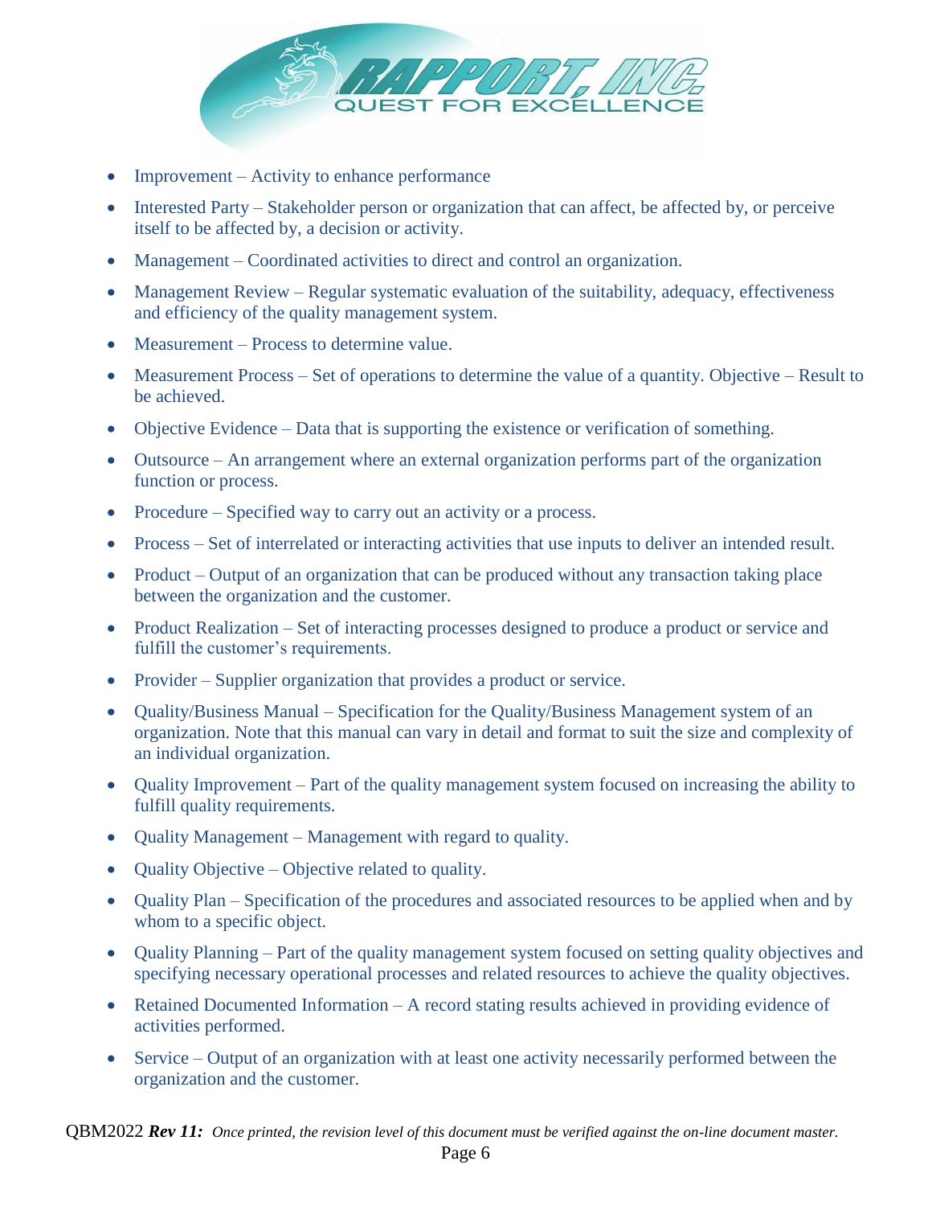- Improvement – Activity to enhance performance
- Interested Party – Stakeholder person or organization that can affect, be affected by, or perceive itself to be affected by, a decision or activity.
- Management – Coordinated activities to direct and control an organization.
- Management Review – Regular systematic evaluation of the suitability, adequacy, effectiveness and efficiency of the quality management system.
- Measurement – Process to determine value.
- Measurement Process – Set of operations to determine the value of a quantity. Objective – Result to be achieved.
- Objective Evidence – Data that is supporting the existence or verification of something.
- Outsource – An arrangement where an external organization performs part of the organization function or process.
- Procedure – Specified way to carry out an activity or a process.
- Process – Set of interrelated or interacting activities that use inputs to deliver an intended result.
- Product – Output of an organization that can be produced without any transaction taking place between the organization and the customer.
- Product Realization – Set of interacting processes designed to produce a product or service and fulfill the customer's requirements.
- Provider – Supplier organization that provides a product or service.
- Quality/Business Manual – Specification for the Quality/Business Management system of an organization. Note that this manual can vary in detail and format to suit the size and complexity of an individual organization.
- Quality Improvement – Part of the quality management system focused on increasing the ability to fulfill quality requirements.
- Quality Management – Management with regard to quality.
- Quality Objective – Objective related to quality.
- Quality Plan – Specification of the procedures and associated resources to be applied when and by whom to a specific object.
- Quality Planning – Part of the quality management system focused on setting quality objectives and specifying necessary operational processes and related resources to achieve the quality objectives.
- Retained Documented Information – A record stating results achieved in providing evidence of activities performed.
- Service – Output of an organization with at least one activity necessarily performed between the organization and the customer.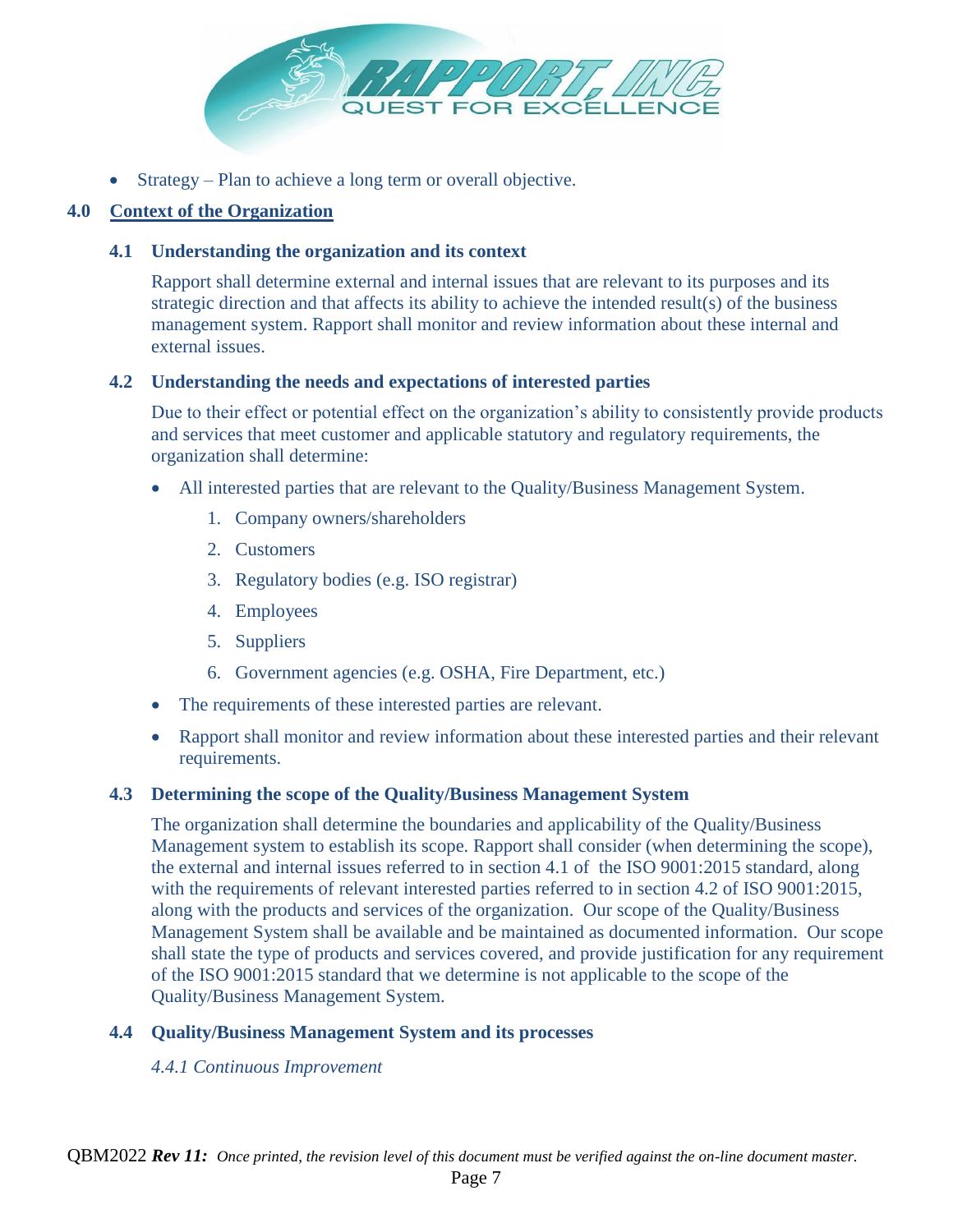- Strategy – Plan to achieve a long term or overall objective.

## 4.0 Context of the Organization

### 4.1 Understanding the organization and its context

Rapport shall determine external and internal issues that are relevant to its purposes and its strategic direction and that affects its ability to achieve the intended result(s) of the business management system. Rapport shall monitor and review information about these internal and external issues.

### 4.2 Understanding the needs and expectations of interested parties

Due to their effect or potential effect on the organization's ability to consistently provide products and services that meet customer and applicable statutory and regulatory requirements, the organization shall determine:

- All interested parties that are relevant to the Quality/Business Management System.
    1. Company owners/shareholders
    2. Customers
    3. Regulatory bodies (e.g. ISO registrar)
    4. Employees
    5. Suppliers
    6. Government agencies (e.g. OSHA, Fire Department, etc.)
- The requirements of these interested parties are relevant.
- Rapport shall monitor and review information about these interested parties and their relevant requirements.

### 4.3 Determining the scope of the Quality/Business Management System

The organization shall determine the boundaries and applicability of the Quality/Business Management system to establish its scope. Rapport shall consider (when determining the scope), the external and internal issues referred to in section 4.1 of the ISO 9001:2015 standard, along with the requirements of relevant interested parties referred to in section 4.2 of ISO 9001:2015, along with the products and services of the organization. Our scope of the Quality/Business Management System shall be available and be maintained as documented information. Our scope shall state the type of products and services covered, and provide justification for any requirement of the ISO 9001:2015 standard that we determine is not applicable to the scope of the Quality/Business Management System.

### 4.4 Quality/Business Management System and its processes

*4.4.1 Continuous Improvement*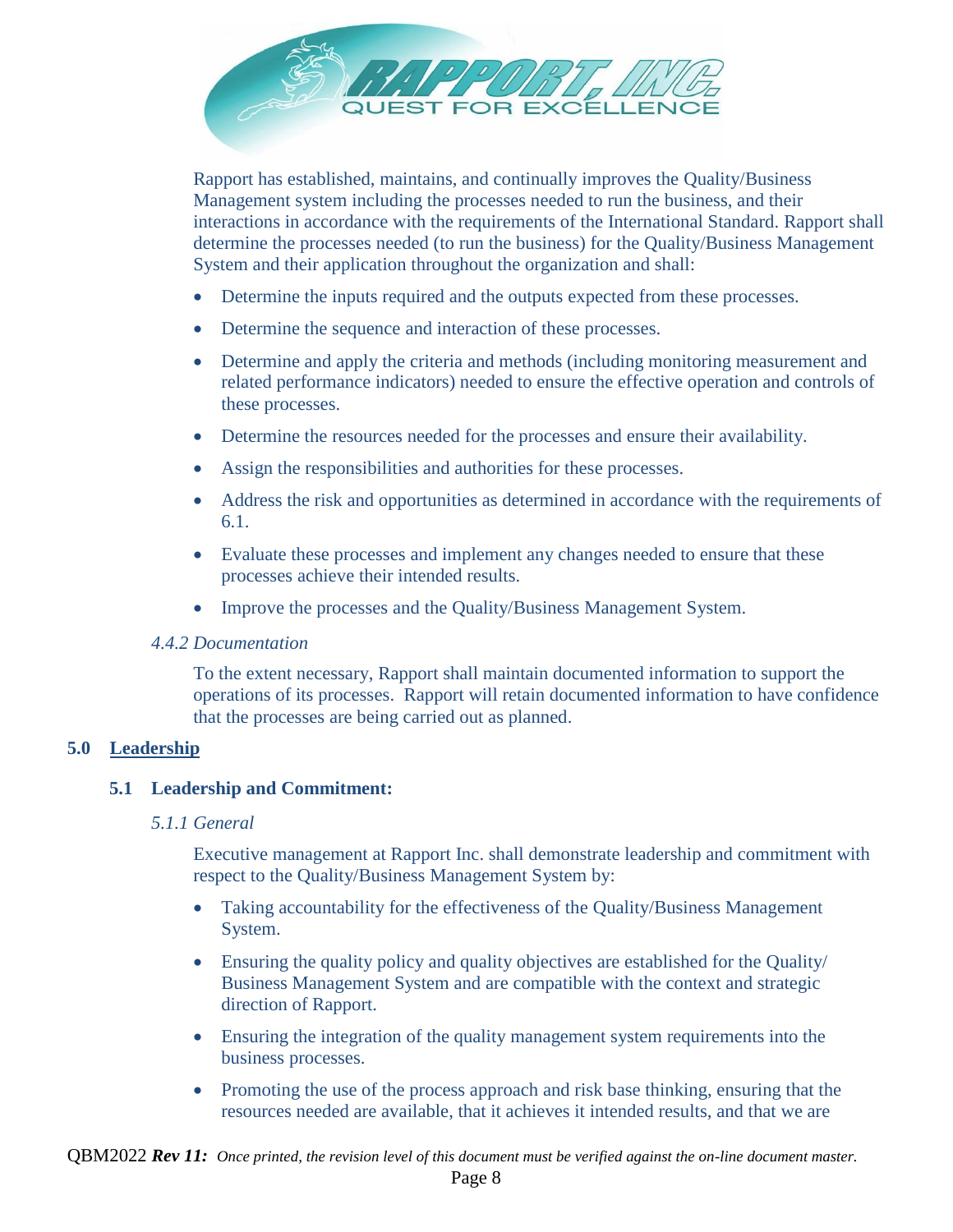Rapport has established, maintains, and continually improves the Quality/Business Management system including the processes needed to run the business, and their interactions in accordance with the requirements of the International Standard. Rapport shall determine the processes needed (to run the business) for the Quality/Business Management System and their application throughout the organization and shall:

- Determine the inputs required and the outputs expected from these processes.
- Determine the sequence and interaction of these processes.
- Determine and apply the criteria and methods (including monitoring measurement and related performance indicators) needed to ensure the effective operation and controls of these processes.
- Determine the resources needed for the processes and ensure their availability.
- Assign the responsibilities and authorities for these processes.
- Address the risk and opportunities as determined in accordance with the requirements of 6.1.
- Evaluate these processes and implement any changes needed to ensure that these processes achieve their intended results.
- Improve the processes and the Quality/Business Management System.

*4.4.2 Documentation*

To the extent necessary, Rapport shall maintain documented information to support the operations of its processes. Rapport will retain documented information to have confidence that the processes are being carried out as planned.

## 5.0 Leadership

### 5.1 Leadership and Commitment:

*5.1.1 General*

Executive management at Rapport Inc. shall demonstrate leadership and commitment with respect to the Quality/Business Management System by:

- Taking accountability for the effectiveness of the Quality/Business Management System.
- Ensuring the quality policy and quality objectives are established for the Quality/ Business Management System and are compatible with the context and strategic direction of Rapport.
- Ensuring the integration of the quality management system requirements into the business processes.
- Promoting the use of the process approach and risk base thinking, ensuring that the resources needed are available, that it achieves it intended results, and that we are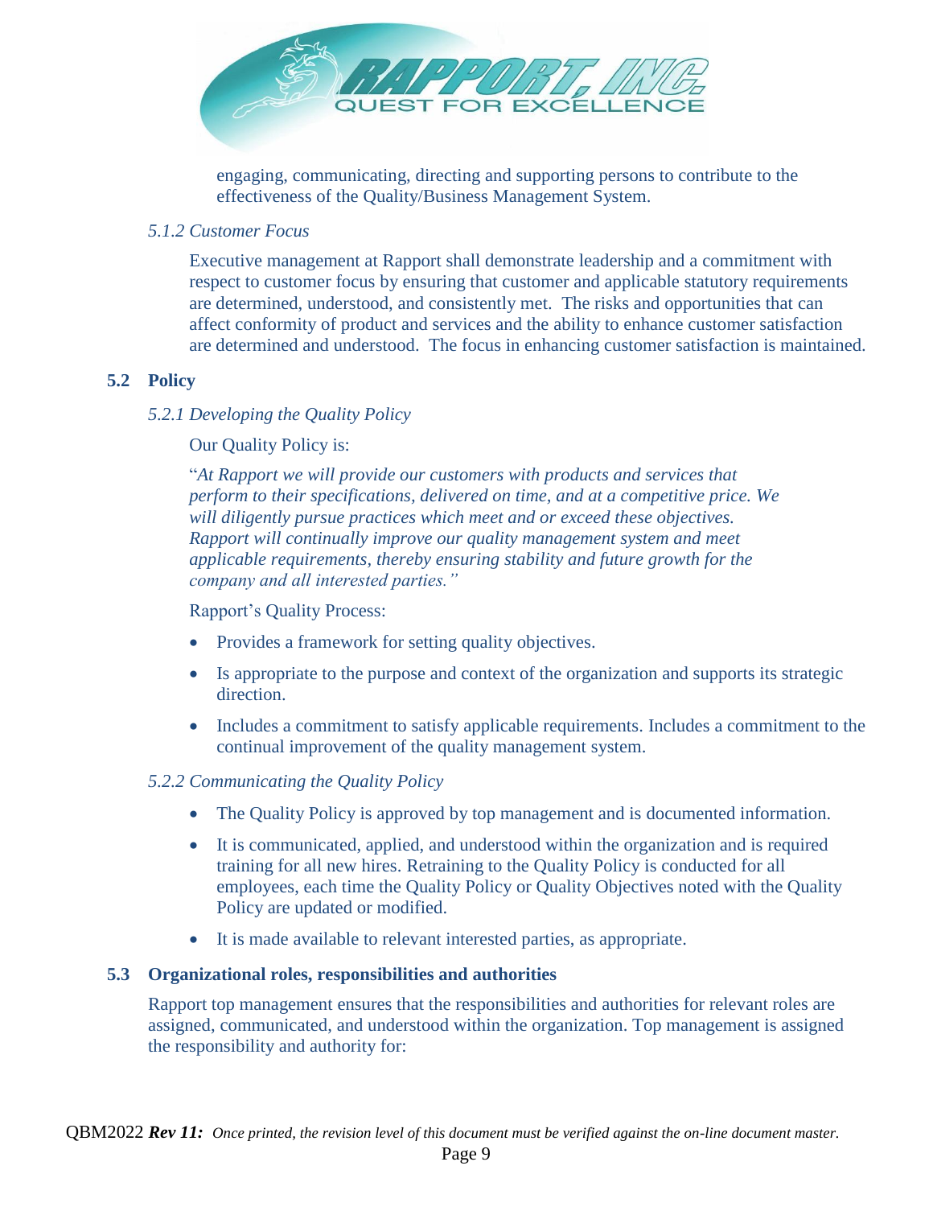engaging, communicating, directing and supporting persons to contribute to the effectiveness of the Quality/Business Management System.

*5.1.2 Customer Focus*

Executive management at Rapport shall demonstrate leadership and a commitment with respect to customer focus by ensuring that customer and applicable statutory requirements are determined, understood, and consistently met. The risks and opportunities that can affect conformity of product and services and the ability to enhance customer satisfaction are determined and understood. The focus in enhancing customer satisfaction is maintained.

## 5.2 Policy

*5.2.1 Developing the Quality Policy*

Our Quality Policy is:

"*At Rapport we will provide our customers with products and services that perform to their specifications, delivered on time, and at a competitive price. We will diligently pursue practices which meet and or exceed these objectives. Rapport will continually improve our quality management system and meet applicable requirements, thereby ensuring stability and future growth for the company and all interested parties.*"

Rapport's Quality Process:

- Provides a framework for setting quality objectives.
- Is appropriate to the purpose and context of the organization and supports its strategic direction.
- Includes a commitment to satisfy applicable requirements. Includes a commitment to the continual improvement of the quality management system.

*5.2.2 Communicating the Quality Policy*

- The Quality Policy is approved by top management and is documented information.
- It is communicated, applied, and understood within the organization and is required training for all new hires. Retraining to the Quality Policy is conducted for all employees, each time the Quality Policy or Quality Objectives noted with the Quality Policy are updated or modified.
- It is made available to relevant interested parties, as appropriate.

## 5.3 Organizational roles, responsibilities and authorities

Rapport top management ensures that the responsibilities and authorities for relevant roles are assigned, communicated, and understood within the organization. Top management is assigned the responsibility and authority for: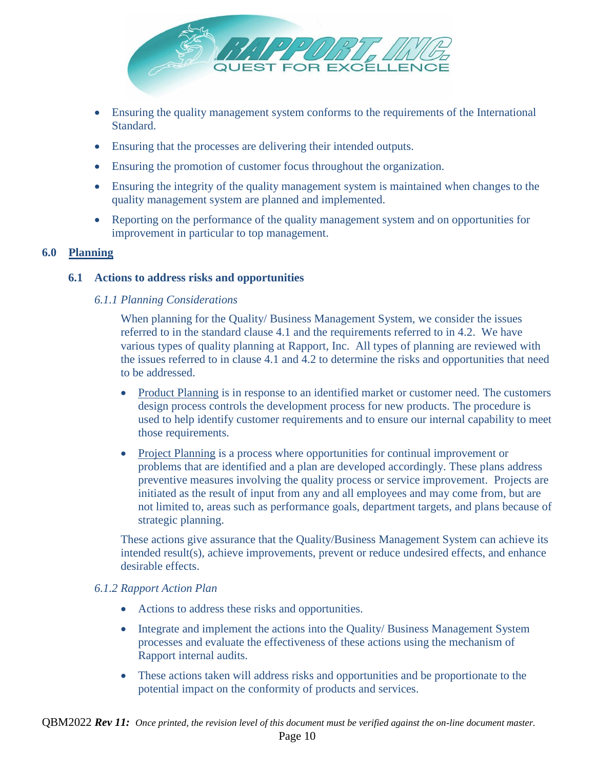- Ensuring the quality management system conforms to the requirements of the International Standard.
- Ensuring that the processes are delivering their intended outputs.
- Ensuring the promotion of customer focus throughout the organization.
- Ensuring the integrity of the quality management system is maintained when changes to the quality management system are planned and implemented.
- Reporting on the performance of the quality management system and on opportunities for improvement in particular to top management.

## 6.0 Planning

### 6.1 Actions to address risks and opportunities

#### *6.1.1 Planning Considerations*

When planning for the Quality/ Business Management System, we consider the issues referred to in the standard clause 4.1 and the requirements referred to in 4.2. We have various types of quality planning at Rapport, Inc. All types of planning are reviewed with the issues referred to in clause 4.1 and 4.2 to determine the risks and opportunities that need to be addressed.

- Product Planning is in response to an identified market or customer need. The customers design process controls the development process for new products. The procedure is used to help identify customer requirements and to ensure our internal capability to meet those requirements.
- Project Planning is a process where opportunities for continual improvement or problems that are identified and a plan are developed accordingly. These plans address preventive measures involving the quality process or service improvement. Projects are initiated as the result of input from any and all employees and may come from, but are not limited to, areas such as performance goals, department targets, and plans because of strategic planning.

These actions give assurance that the Quality/Business Management System can achieve its intended result(s), achieve improvements, prevent or reduce undesired effects, and enhance desirable effects.

#### *6.1.2 Rapport Action Plan*

- Actions to address these risks and opportunities.
- Integrate and implement the actions into the Quality/ Business Management System processes and evaluate the effectiveness of these actions using the mechanism of Rapport internal audits.
- These actions taken will address risks and opportunities and be proportionate to the potential impact on the conformity of products and services.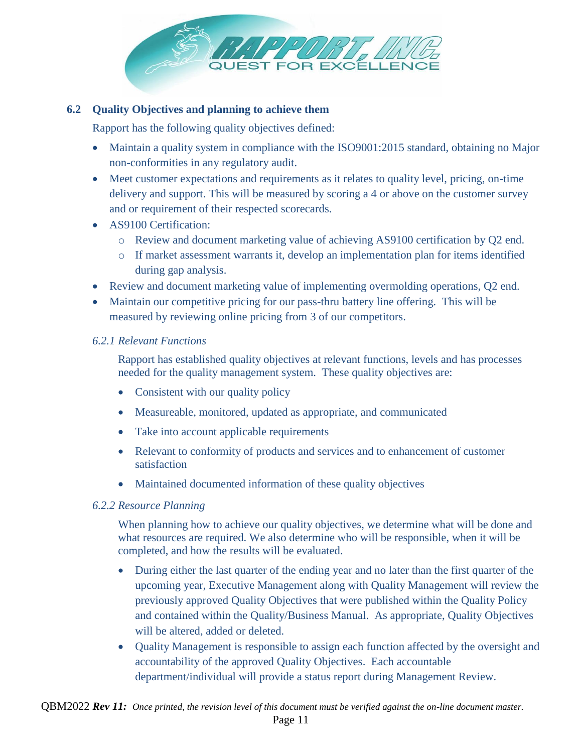## 6.2 Quality Objectives and planning to achieve them

Rapport has the following quality objectives defined:

- Maintain a quality system in compliance with the ISO9001:2015 standard, obtaining no Major non-conformities in any regulatory audit.
- Meet customer expectations and requirements as it relates to quality level, pricing, on-time delivery and support. This will be measured by scoring a 4 or above on the customer survey and or requirement of their respected scorecards.
- AS9100 Certification:
  - Review and document marketing value of achieving AS9100 certification by Q2 end.
  - If market assessment warrants it, develop an implementation plan for items identified during gap analysis.
- Review and document marketing value of implementing overmolding operations, Q2 end.
- Maintain our competitive pricing for our pass-thru battery line offering. This will be measured by reviewing online pricing from 3 of our competitors.

### *6.2.1 Relevant Functions*

Rapport has established quality objectives at relevant functions, levels and has processes needed for the quality management system. These quality objectives are:

- Consistent with our quality policy
- Measureable, monitored, updated as appropriate, and communicated
- Take into account applicable requirements
- Relevant to conformity of products and services and to enhancement of customer satisfaction
- Maintained documented information of these quality objectives

### *6.2.2 Resource Planning*

When planning how to achieve our quality objectives, we determine what will be done and what resources are required. We also determine who will be responsible, when it will be completed, and how the results will be evaluated.

- During either the last quarter of the ending year and no later than the first quarter of the upcoming year, Executive Management along with Quality Management will review the previously approved Quality Objectives that were published within the Quality Policy and contained within the Quality/Business Manual. As appropriate, Quality Objectives will be altered, added or deleted.
- Quality Management is responsible to assign each function affected by the oversight and accountability of the approved Quality Objectives. Each accountable department/individual will provide a status report during Management Review.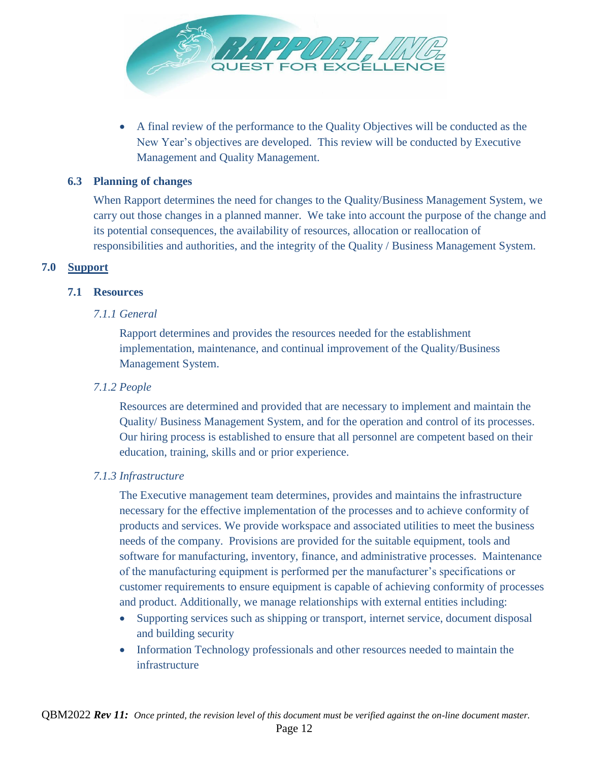- A final review of the performance to the Quality Objectives will be conducted as the New Year's objectives are developed. This review will be conducted by Executive Management and Quality Management.

### 6.3 Planning of changes

When Rapport determines the need for changes to the Quality/Business Management System, we carry out those changes in a planned manner. We take into account the purpose of the change and its potential consequences, the availability of resources, allocation or reallocation of responsibilities and authorities, and the integrity of the Quality / Business Management System.

## 7.0 Support

### 7.1 Resources

*7.1.1 General*

Rapport determines and provides the resources needed for the establishment implementation, maintenance, and continual improvement of the Quality/Business Management System.

*7.1.2 People*

Resources are determined and provided that are necessary to implement and maintain the Quality/ Business Management System, and for the operation and control of its processes. Our hiring process is established to ensure that all personnel are competent based on their education, training, skills and or prior experience.

*7.1.3 Infrastructure*

The Executive management team determines, provides and maintains the infrastructure necessary for the effective implementation of the processes and to achieve conformity of products and services. We provide workspace and associated utilities to meet the business needs of the company. Provisions are provided for the suitable equipment, tools and software for manufacturing, inventory, finance, and administrative processes. Maintenance of the manufacturing equipment is performed per the manufacturer's specifications or customer requirements to ensure equipment is capable of achieving conformity of processes and product. Additionally, we manage relationships with external entities including:

- Supporting services such as shipping or transport, internet service, document disposal and building security
- Information Technology professionals and other resources needed to maintain the infrastructure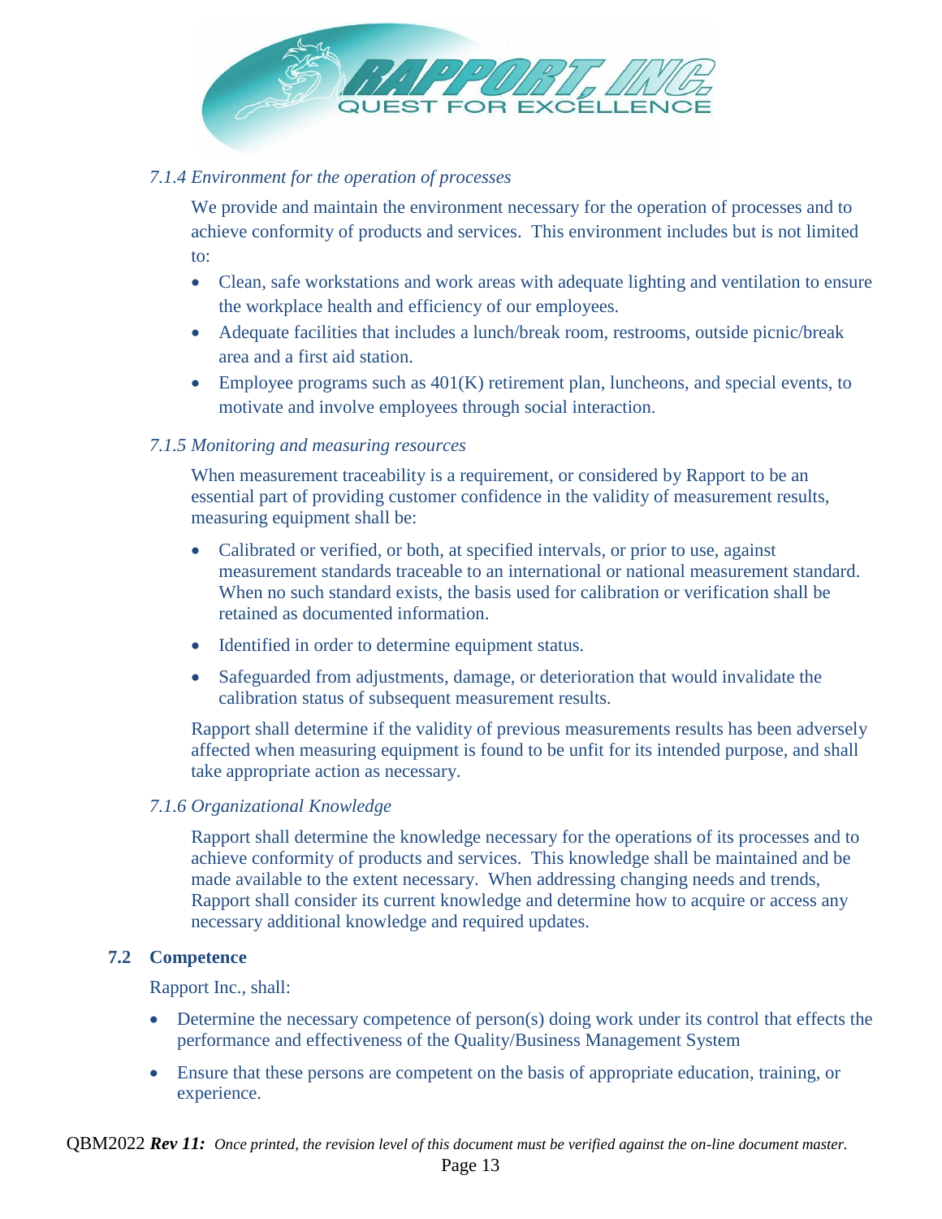*7.1.4 Environment for the operation of processes*

We provide and maintain the environment necessary for the operation of processes and to achieve conformity of products and services. This environment includes but is not limited to:

- Clean, safe workstations and work areas with adequate lighting and ventilation to ensure the workplace health and efficiency of our employees.
- Adequate facilities that includes a lunch/break room, restrooms, outside picnic/break area and a first aid station.
- Employee programs such as 401(K) retirement plan, luncheons, and special events, to motivate and involve employees through social interaction.

*7.1.5 Monitoring and measuring resources*

When measurement traceability is a requirement, or considered by Rapport to be an essential part of providing customer confidence in the validity of measurement results, measuring equipment shall be:

- Calibrated or verified, or both, at specified intervals, or prior to use, against measurement standards traceable to an international or national measurement standard. When no such standard exists, the basis used for calibration or verification shall be retained as documented information.
- Identified in order to determine equipment status.
- Safeguarded from adjustments, damage, or deterioration that would invalidate the calibration status of subsequent measurement results.

Rapport shall determine if the validity of previous measurements results has been adversely affected when measuring equipment is found to be unfit for its intended purpose, and shall take appropriate action as necessary.

*7.1.6 Organizational Knowledge*

Rapport shall determine the knowledge necessary for the operations of its processes and to achieve conformity of products and services. This knowledge shall be maintained and be made available to the extent necessary. When addressing changing needs and trends, Rapport shall consider its current knowledge and determine how to acquire or access any necessary additional knowledge and required updates.

## 7.2 Competence

Rapport Inc., shall:

- Determine the necessary competence of person(s) doing work under its control that effects the performance and effectiveness of the Quality/Business Management System
- Ensure that these persons are competent on the basis of appropriate education, training, or experience.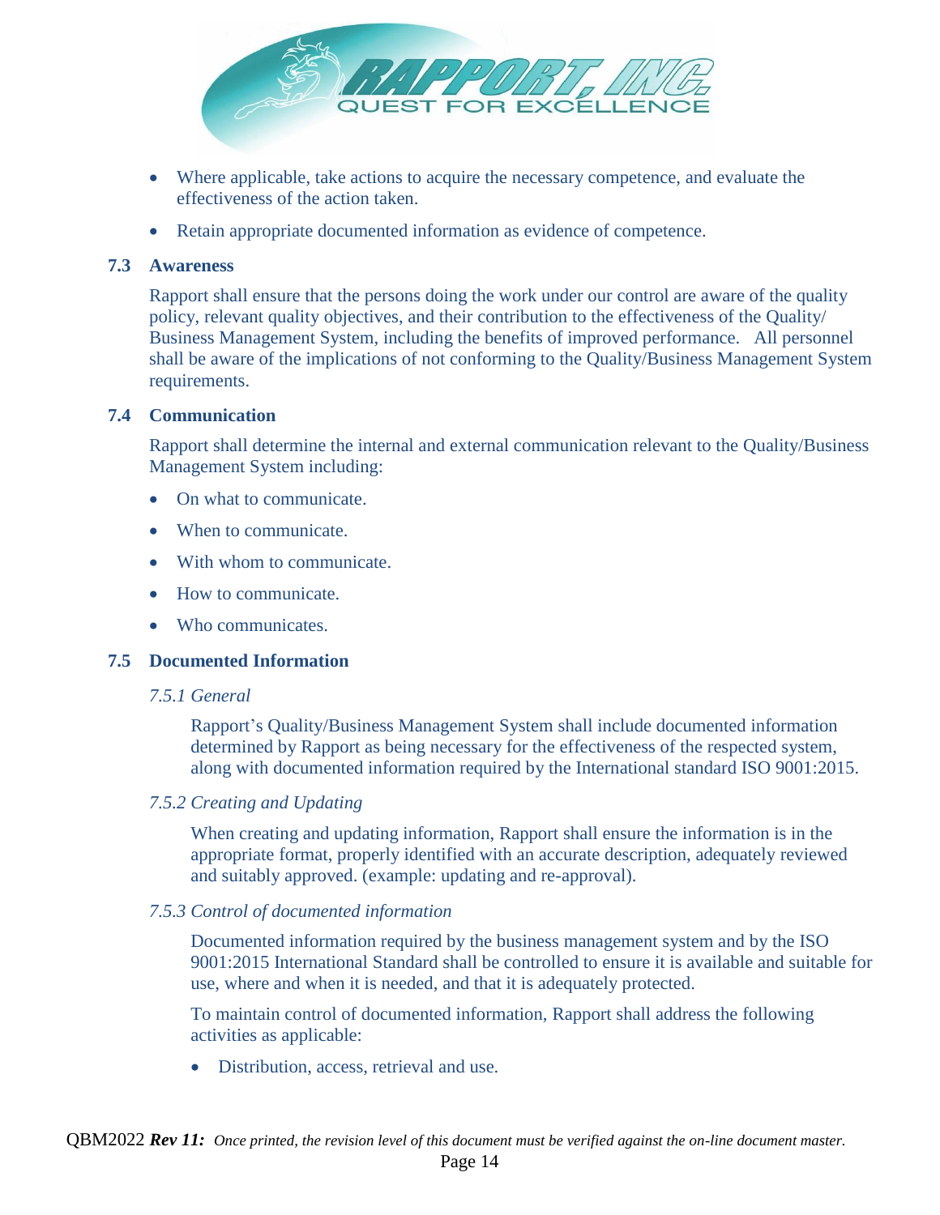- Where applicable, take actions to acquire the necessary competence, and evaluate the effectiveness of the action taken.
- Retain appropriate documented information as evidence of competence.

### 7.3 Awareness

Rapport shall ensure that the persons doing the work under our control are aware of the quality policy, relevant quality objectives, and their contribution to the effectiveness of the Quality/ Business Management System, including the benefits of improved performance. All personnel shall be aware of the implications of not conforming to the Quality/Business Management System requirements.

### 7.4 Communication

Rapport shall determine the internal and external communication relevant to the Quality/Business Management System including:

- On what to communicate.
- When to communicate.
- With whom to communicate.
- How to communicate.
- Who communicates.

### 7.5 Documented Information

#### *7.5.1 General*

Rapport's Quality/Business Management System shall include documented information determined by Rapport as being necessary for the effectiveness of the respected system, along with documented information required by the International standard ISO 9001:2015.

#### *7.5.2 Creating and Updating*

When creating and updating information, Rapport shall ensure the information is in the appropriate format, properly identified with an accurate description, adequately reviewed and suitably approved. (example: updating and re-approval).

#### *7.5.3 Control of documented information*

Documented information required by the business management system and by the ISO 9001:2015 International Standard shall be controlled to ensure it is available and suitable for use, where and when it is needed, and that it is adequately protected.

To maintain control of documented information, Rapport shall address the following activities as applicable:

- Distribution, access, retrieval and use.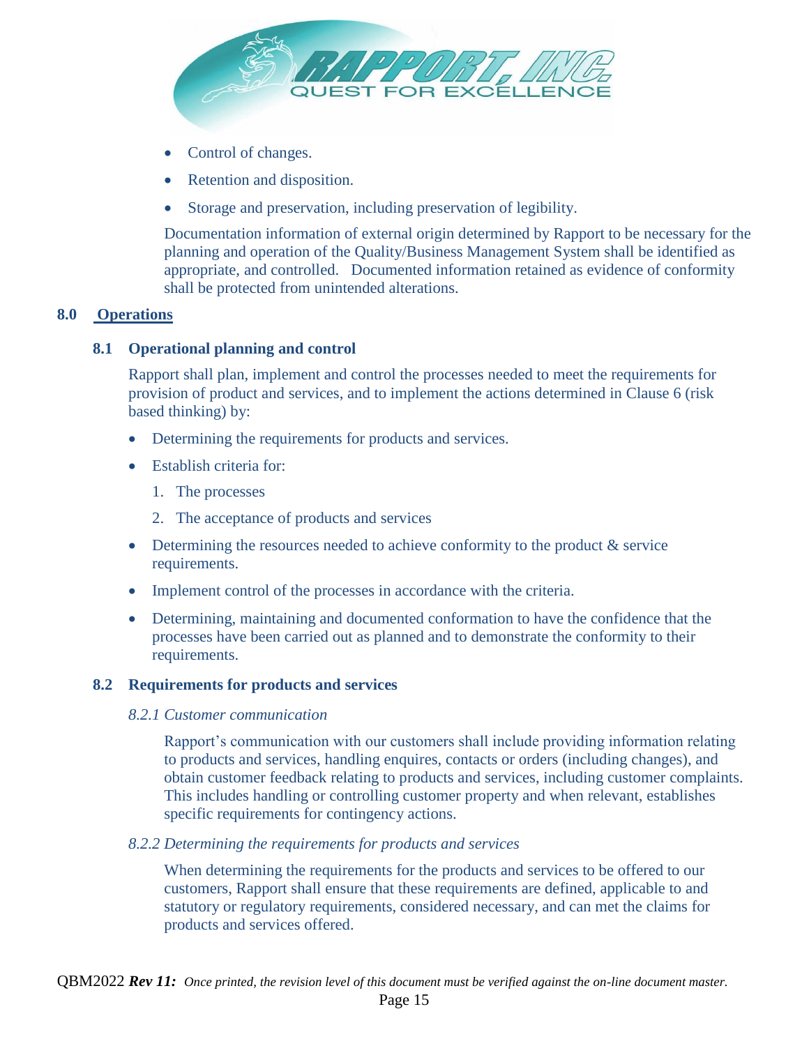- Control of changes.
- Retention and disposition.
- Storage and preservation, including preservation of legibility.

Documentation information of external origin determined by Rapport to be necessary for the planning and operation of the Quality/Business Management System shall be identified as appropriate, and controlled. Documented information retained as evidence of conformity shall be protected from unintended alterations.

## 8.0 Operations

### 8.1 Operational planning and control

Rapport shall plan, implement and control the processes needed to meet the requirements for provision of product and services, and to implement the actions determined in Clause 6 (risk based thinking) by:

- Determining the requirements for products and services.
- Establish criteria for:
  1. The processes
  2. The acceptance of products and services
- Determining the resources needed to achieve conformity to the product & service requirements.
- Implement control of the processes in accordance with the criteria.
- Determining, maintaining and documented conformation to have the confidence that the processes have been carried out as planned and to demonstrate the conformity to their requirements.

### 8.2 Requirements for products and services

*8.2.1 Customer communication*

Rapport's communication with our customers shall include providing information relating to products and services, handling enquires, contacts or orders (including changes), and obtain customer feedback relating to products and services, including customer complaints. This includes handling or controlling customer property and when relevant, establishes specific requirements for contingency actions.

*8.2.2 Determining the requirements for products and services*

When determining the requirements for the products and services to be offered to our customers, Rapport shall ensure that these requirements are defined, applicable to and statutory or regulatory requirements, considered necessary, and can met the claims for products and services offered.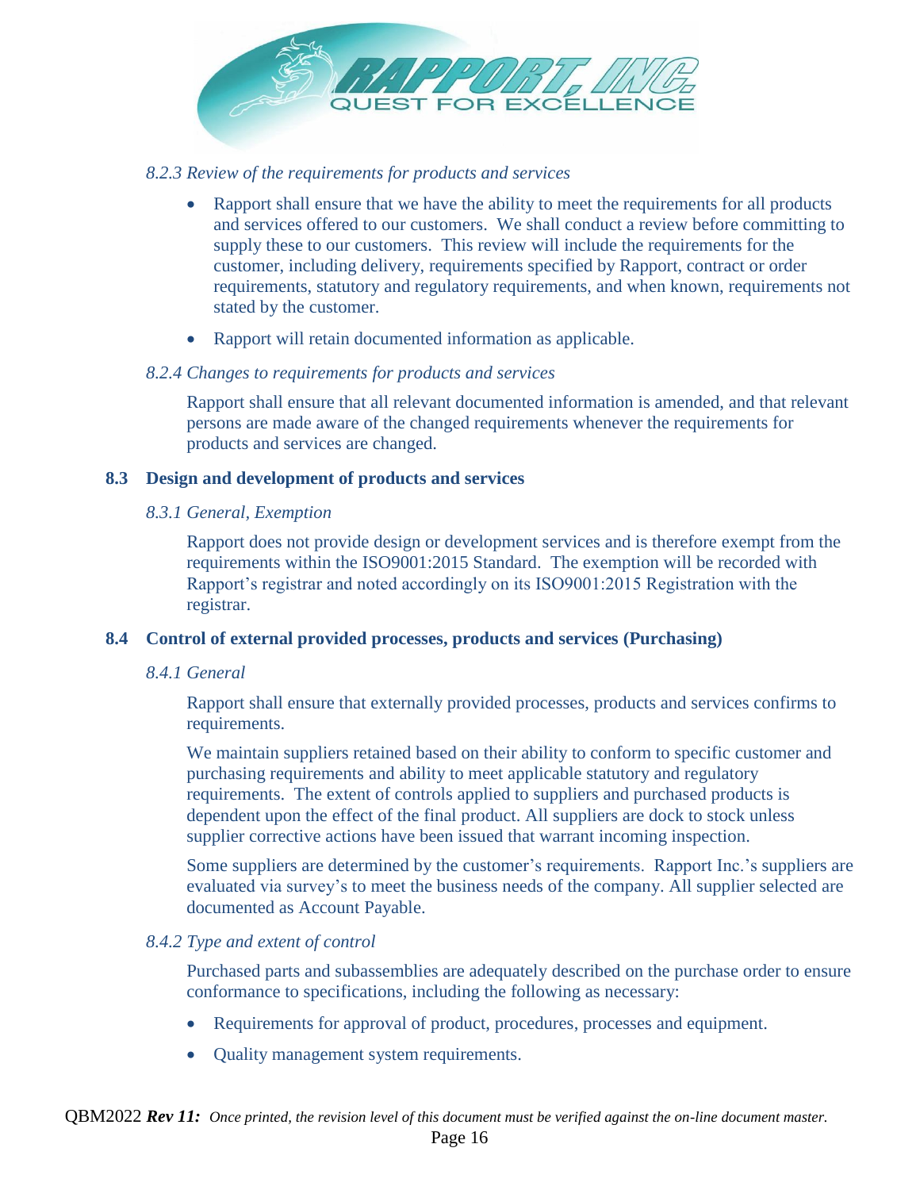*8.2.3 Review of the requirements for products and services*

- Rapport shall ensure that we have the ability to meet the requirements for all products and services offered to our customers. We shall conduct a review before committing to supply these to our customers. This review will include the requirements for the customer, including delivery, requirements specified by Rapport, contract or order requirements, statutory and regulatory requirements, and when known, requirements not stated by the customer.
- Rapport will retain documented information as applicable.

*8.2.4 Changes to requirements for products and services*

Rapport shall ensure that all relevant documented information is amended, and that relevant persons are made aware of the changed requirements whenever the requirements for products and services are changed.

## 8.3 Design and development of products and services

*8.3.1 General, Exemption*

Rapport does not provide design or development services and is therefore exempt from the requirements within the ISO9001:2015 Standard. The exemption will be recorded with Rapport's registrar and noted accordingly on its ISO9001:2015 Registration with the registrar.

## 8.4 Control of external provided processes, products and services (Purchasing)

*8.4.1 General*

Rapport shall ensure that externally provided processes, products and services confirms to requirements.

We maintain suppliers retained based on their ability to conform to specific customer and purchasing requirements and ability to meet applicable statutory and regulatory requirements. The extent of controls applied to suppliers and purchased products is dependent upon the effect of the final product. All suppliers are dock to stock unless supplier corrective actions have been issued that warrant incoming inspection.

Some suppliers are determined by the customer's requirements. Rapport Inc.'s suppliers are evaluated via survey's to meet the business needs of the company. All supplier selected are documented as Account Payable.

*8.4.2 Type and extent of control*

Purchased parts and subassemblies are adequately described on the purchase order to ensure conformance to specifications, including the following as necessary:

- Requirements for approval of product, procedures, processes and equipment.
- Quality management system requirements.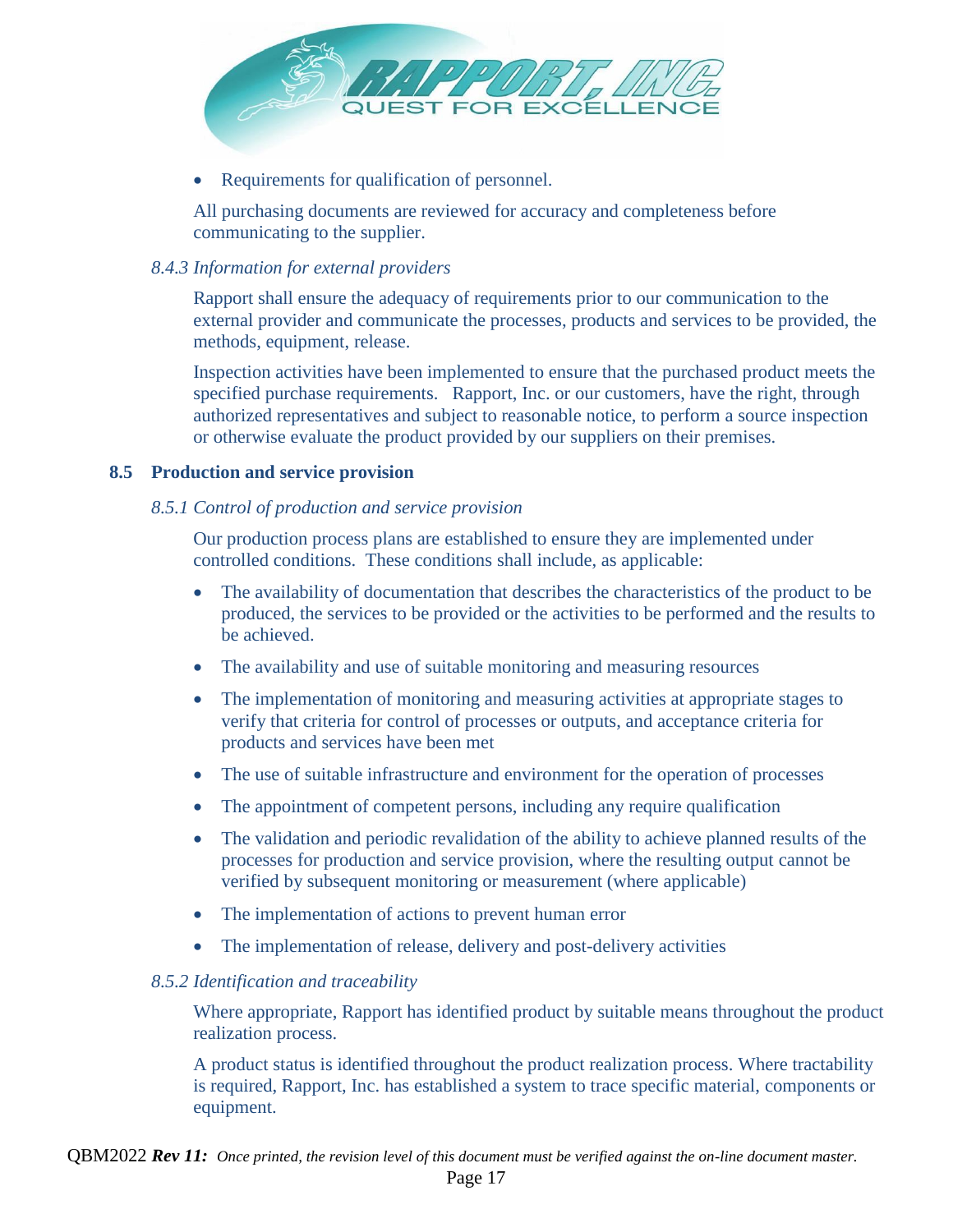- Requirements for qualification of personnel.

All purchasing documents are reviewed for accuracy and completeness before communicating to the supplier.

*8.4.3 Information for external providers*

Rapport shall ensure the adequacy of requirements prior to our communication to the external provider and communicate the processes, products and services to be provided, the methods, equipment, release.

Inspection activities have been implemented to ensure that the purchased product meets the specified purchase requirements. Rapport, Inc. or our customers, have the right, through authorized representatives and subject to reasonable notice, to perform a source inspection or otherwise evaluate the product provided by our suppliers on their premises.

## 8.5 Production and service provision

*8.5.1 Control of production and service provision*

Our production process plans are established to ensure they are implemented under controlled conditions. These conditions shall include, as applicable:

- The availability of documentation that describes the characteristics of the product to be produced, the services to be provided or the activities to be performed and the results to be achieved.
- The availability and use of suitable monitoring and measuring resources
- The implementation of monitoring and measuring activities at appropriate stages to verify that criteria for control of processes or outputs, and acceptance criteria for products and services have been met
- The use of suitable infrastructure and environment for the operation of processes
- The appointment of competent persons, including any require qualification
- The validation and periodic revalidation of the ability to achieve planned results of the processes for production and service provision, where the resulting output cannot be verified by subsequent monitoring or measurement (where applicable)
- The implementation of actions to prevent human error
- The implementation of release, delivery and post-delivery activities

*8.5.2 Identification and traceability*

Where appropriate, Rapport has identified product by suitable means throughout the product realization process.

A product status is identified throughout the product realization process. Where tractability is required, Rapport, Inc. has established a system to trace specific material, components or equipment.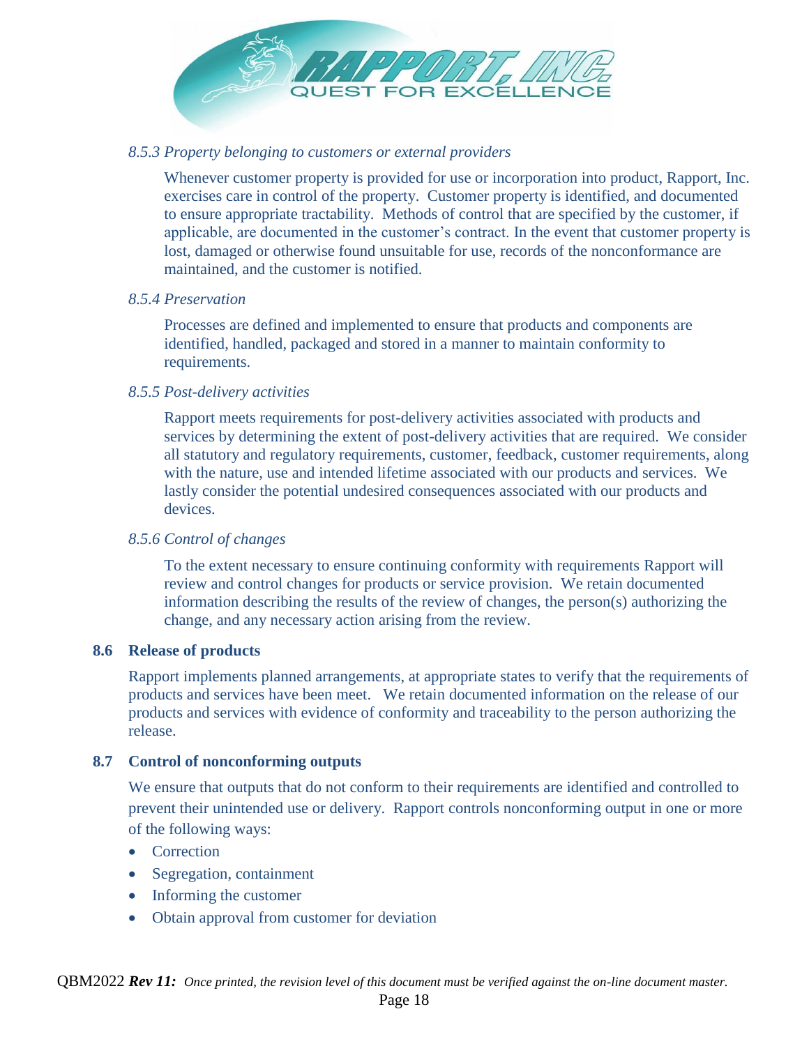*8.5.3 Property belonging to customers or external providers*

Whenever customer property is provided for use or incorporation into product, Rapport, Inc. exercises care in control of the property. Customer property is identified, and documented to ensure appropriate tractability. Methods of control that are specified by the customer, if applicable, are documented in the customer's contract. In the event that customer property is lost, damaged or otherwise found unsuitable for use, records of the nonconformance are maintained, and the customer is notified.

*8.5.4 Preservation*

Processes are defined and implemented to ensure that products and components are identified, handled, packaged and stored in a manner to maintain conformity to requirements.

*8.5.5 Post-delivery activities*

Rapport meets requirements for post-delivery activities associated with products and services by determining the extent of post-delivery activities that are required. We consider all statutory and regulatory requirements, customer, feedback, customer requirements, along with the nature, use and intended lifetime associated with our products and services. We lastly consider the potential undesired consequences associated with our products and devices.

*8.5.6 Control of changes*

To the extent necessary to ensure continuing conformity with requirements Rapport will review and control changes for products or service provision. We retain documented information describing the results of the review of changes, the person(s) authorizing the change, and any necessary action arising from the review.

## 8.6 Release of products

Rapport implements planned arrangements, at appropriate states to verify that the requirements of products and services have been meet. We retain documented information on the release of our products and services with evidence of conformity and traceability to the person authorizing the release.

## 8.7 Control of nonconforming outputs

We ensure that outputs that do not conform to their requirements are identified and controlled to prevent their unintended use or delivery. Rapport controls nonconforming output in one or more of the following ways:

- Correction
- Segregation, containment
- Informing the customer
- Obtain approval from customer for deviation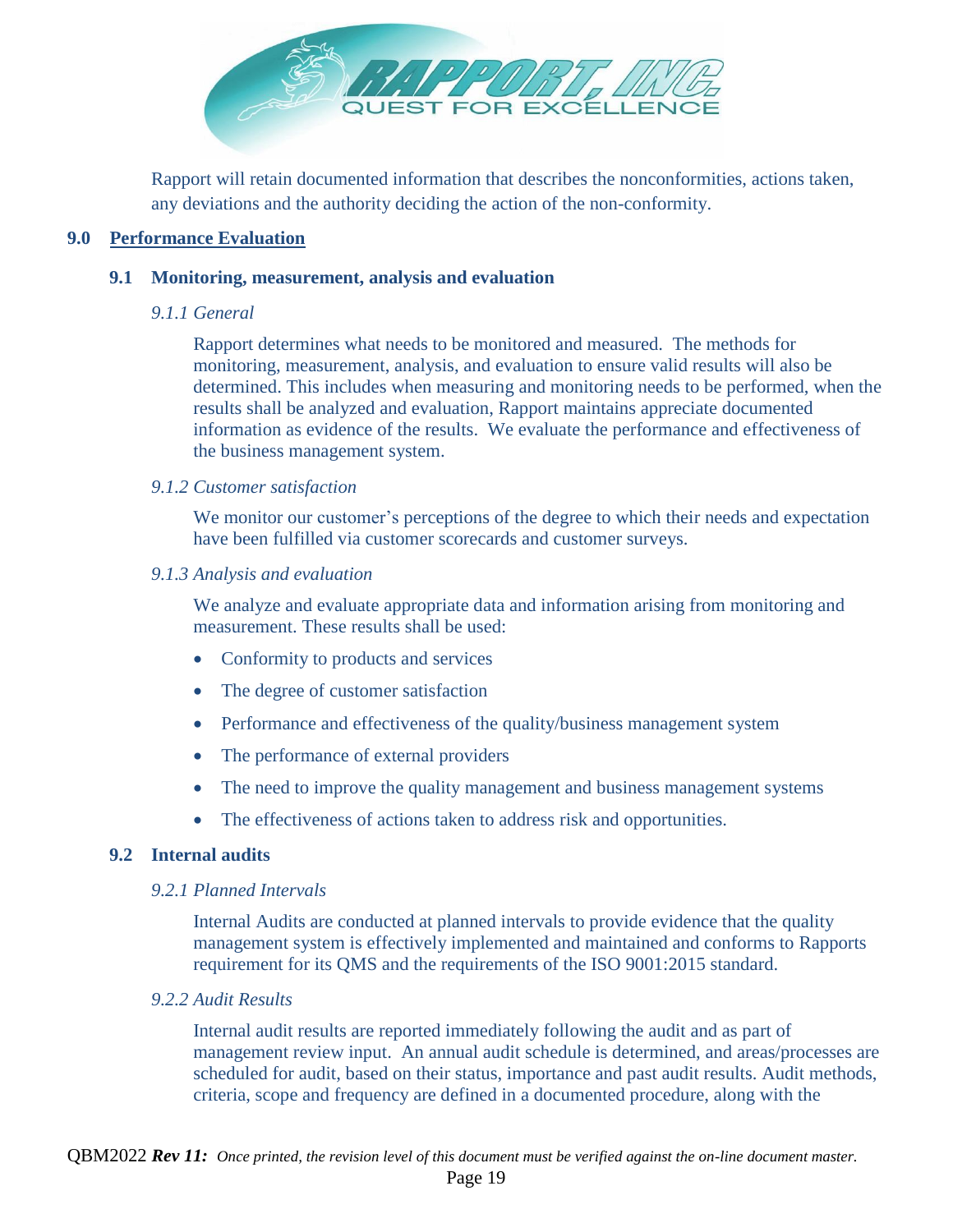Rapport will retain documented information that describes the nonconformities, actions taken, any deviations and the authority deciding the action of the non-conformity.

## 9.0 Performance Evaluation

### 9.1 Monitoring, measurement, analysis and evaluation

*9.1.1 General*

Rapport determines what needs to be monitored and measured. The methods for monitoring, measurement, analysis, and evaluation to ensure valid results will also be determined. This includes when measuring and monitoring needs to be performed, when the results shall be analyzed and evaluation, Rapport maintains appreciate documented information as evidence of the results. We evaluate the performance and effectiveness of the business management system.

*9.1.2 Customer satisfaction*

We monitor our customer's perceptions of the degree to which their needs and expectation have been fulfilled via customer scorecards and customer surveys.

*9.1.3 Analysis and evaluation*

We analyze and evaluate appropriate data and information arising from monitoring and measurement. These results shall be used:

- Conformity to products and services
- The degree of customer satisfaction
- Performance and effectiveness of the quality/business management system
- The performance of external providers
- The need to improve the quality management and business management systems
- The effectiveness of actions taken to address risk and opportunities.

### 9.2 Internal audits

*9.2.1 Planned Intervals*

Internal Audits are conducted at planned intervals to provide evidence that the quality management system is effectively implemented and maintained and conforms to Rapports requirement for its QMS and the requirements of the ISO 9001:2015 standard.

*9.2.2 Audit Results*

Internal audit results are reported immediately following the audit and as part of management review input. An annual audit schedule is determined, and areas/processes are scheduled for audit, based on their status, importance and past audit results. Audit methods, criteria, scope and frequency are defined in a documented procedure, along with the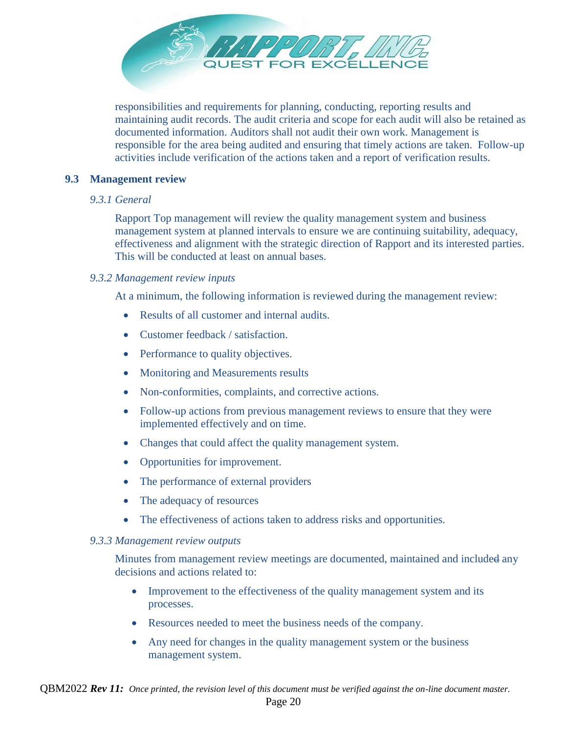responsibilities and requirements for planning, conducting, reporting results and maintaining audit records. The audit criteria and scope for each audit will also be retained as documented information. Auditors shall not audit their own work. Management is responsible for the area being audited and ensuring that timely actions are taken. Follow-up activities include verification of the actions taken and a report of verification results.

## 9.3 Management review

### *9.3.1 General*

Rapport Top management will review the quality management system and business management system at planned intervals to ensure we are continuing suitability, adequacy, effectiveness and alignment with the strategic direction of Rapport and its interested parties. This will be conducted at least on annual bases.

### *9.3.2 Management review inputs*

At a minimum, the following information is reviewed during the management review:

- Results of all customer and internal audits.
- Customer feedback / satisfaction.
- Performance to quality objectives.
- Monitoring and Measurements results
- Non-conformities, complaints, and corrective actions.
- Follow-up actions from previous management reviews to ensure that they were implemented effectively and on time.
- Changes that could affect the quality management system.
- Opportunities for improvement.
- The performance of external providers
- The adequacy of resources
- The effectiveness of actions taken to address risks and opportunities.

### *9.3.3 Management review outputs*

Minutes from management review meetings are documented, maintained and included any decisions and actions related to:

- Improvement to the effectiveness of the quality management system and its processes.
- Resources needed to meet the business needs of the company.
- Any need for changes in the quality management system or the business management system.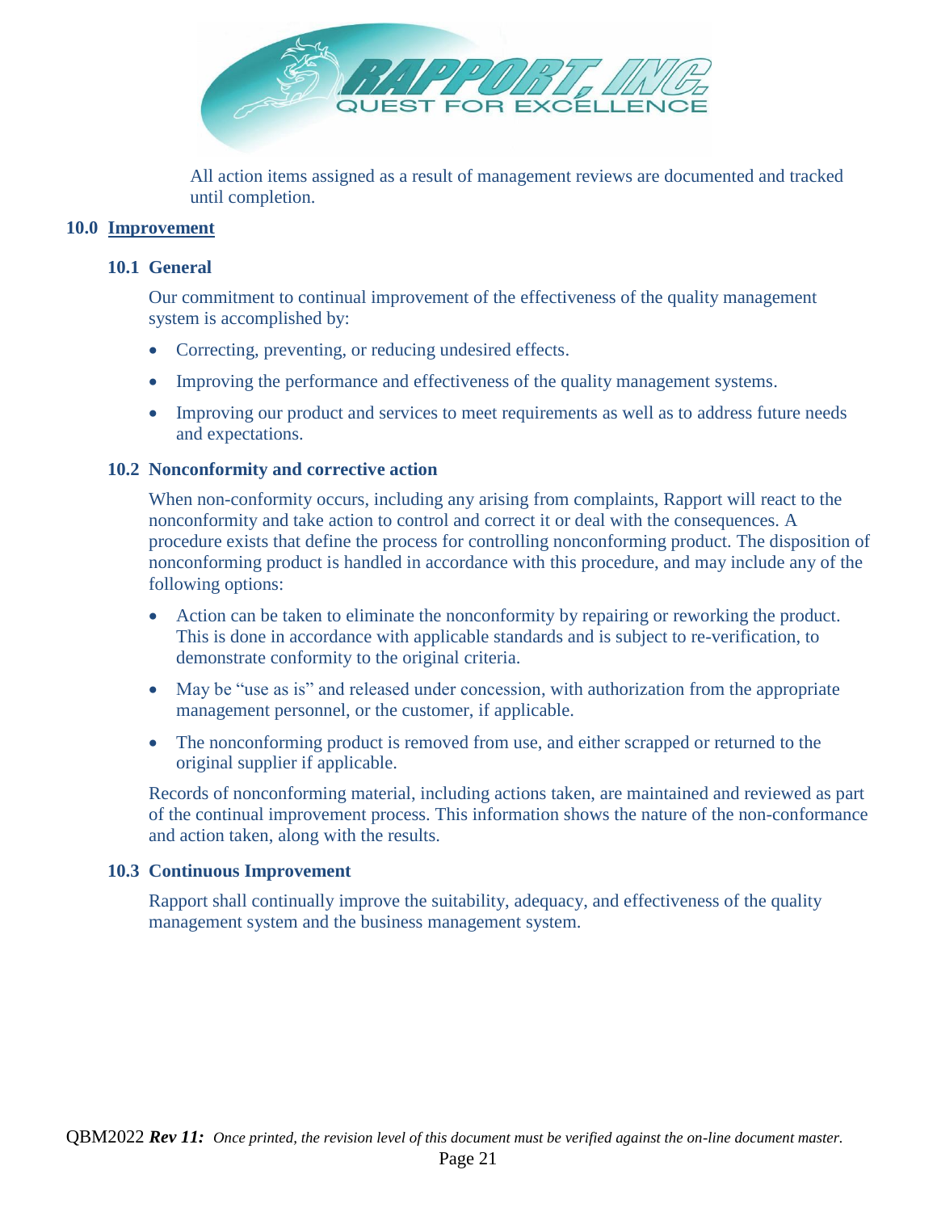All action items assigned as a result of management reviews are documented and tracked until completion.

## 10.0 Improvement

### 10.1 General

Our commitment to continual improvement of the effectiveness of the quality management system is accomplished by:

- Correcting, preventing, or reducing undesired effects.
- Improving the performance and effectiveness of the quality management systems.
- Improving our product and services to meet requirements as well as to address future needs and expectations.

### 10.2 Nonconformity and corrective action

When non-conformity occurs, including any arising from complaints, Rapport will react to the nonconformity and take action to control and correct it or deal with the consequences. A procedure exists that define the process for controlling nonconforming product. The disposition of nonconforming product is handled in accordance with this procedure, and may include any of the following options:

- Action can be taken to eliminate the nonconformity by repairing or reworking the product. This is done in accordance with applicable standards and is subject to re-verification, to demonstrate conformity to the original criteria.
- May be "use as is" and released under concession, with authorization from the appropriate management personnel, or the customer, if applicable.
- The nonconforming product is removed from use, and either scrapped or returned to the original supplier if applicable.

Records of nonconforming material, including actions taken, are maintained and reviewed as part of the continual improvement process. This information shows the nature of the non-conformance and action taken, along with the results.

### 10.3 Continuous Improvement

Rapport shall continually improve the suitability, adequacy, and effectiveness of the quality management system and the business management system.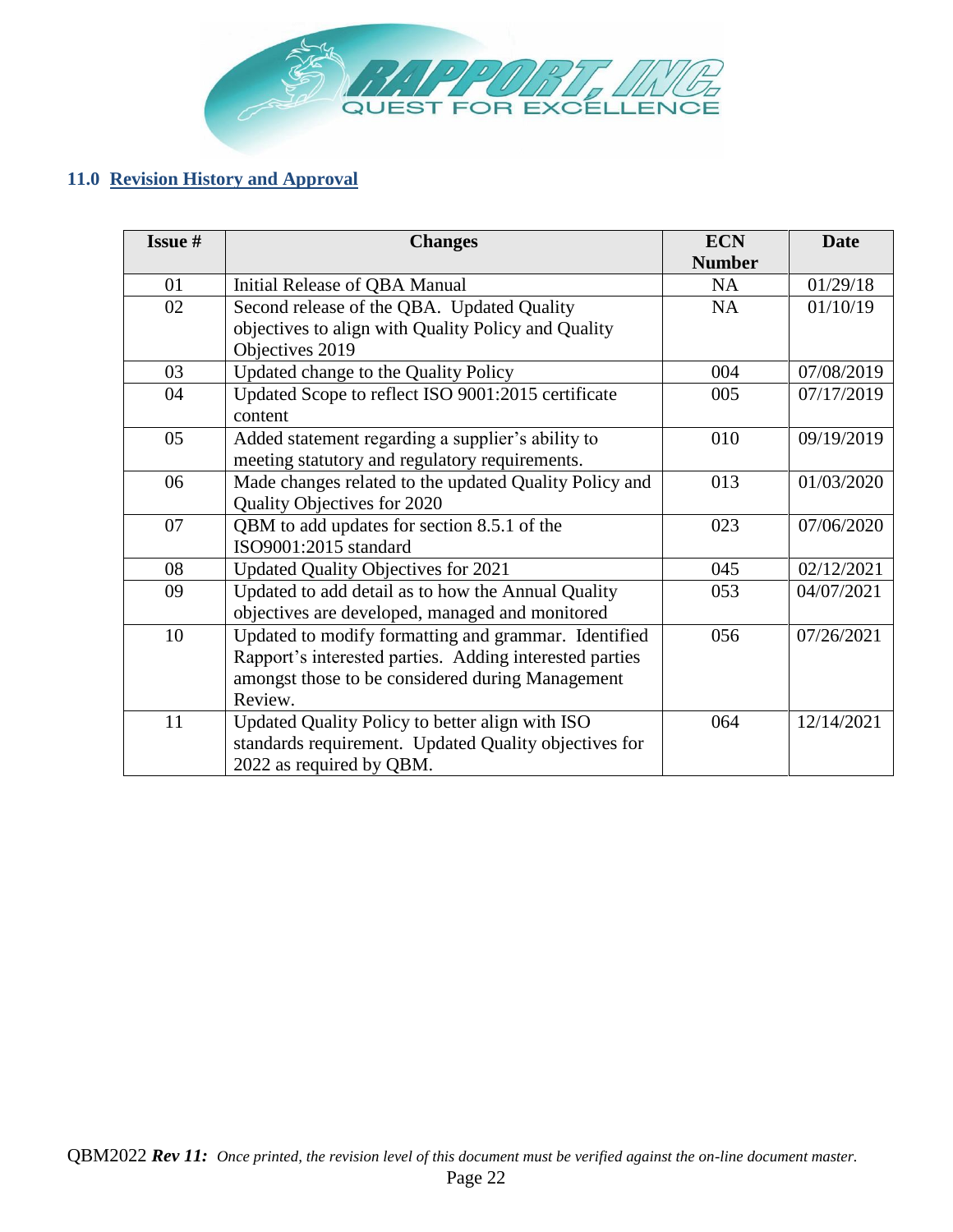## 11.0 Revision History and Approval

| Issue # | Changes | ECN Number | Date |
|---|---|---|---|
| 01 | Initial Release of QBA Manual | NA | 01/29/18 |
| 02 | Second release of the QBA. Updated Quality objectives to align with Quality Policy and Quality Objectives 2019 | NA | 01/10/19 |
| 03 | Updated change to the Quality Policy | 004 | 07/08/2019 |
| 04 | Updated Scope to reflect ISO 9001:2015 certificate content | 005 | 07/17/2019 |
| 05 | Added statement regarding a supplier's ability to meeting statutory and regulatory requirements. | 010 | 09/19/2019 |
| 06 | Made changes related to the updated Quality Policy and Quality Objectives for 2020 | 013 | 01/03/2020 |
| 07 | QBM to add updates for section 8.5.1 of the ISO9001:2015 standard | 023 | 07/06/2020 |
| 08 | Updated Quality Objectives for 2021 | 045 | 02/12/2021 |
| 09 | Updated to add detail as to how the Annual Quality objectives are developed, managed and monitored | 053 | 04/07/2021 |
| 10 | Updated to modify formatting and grammar. Identified Rapport's interested parties. Adding interested parties amongst those to be considered during Management Review. | 056 | 07/26/2021 |
| 11 | Updated Quality Policy to better align with ISO standards requirement. Updated Quality objectives for 2022 as required by QBM. | 064 | 12/14/2021 |